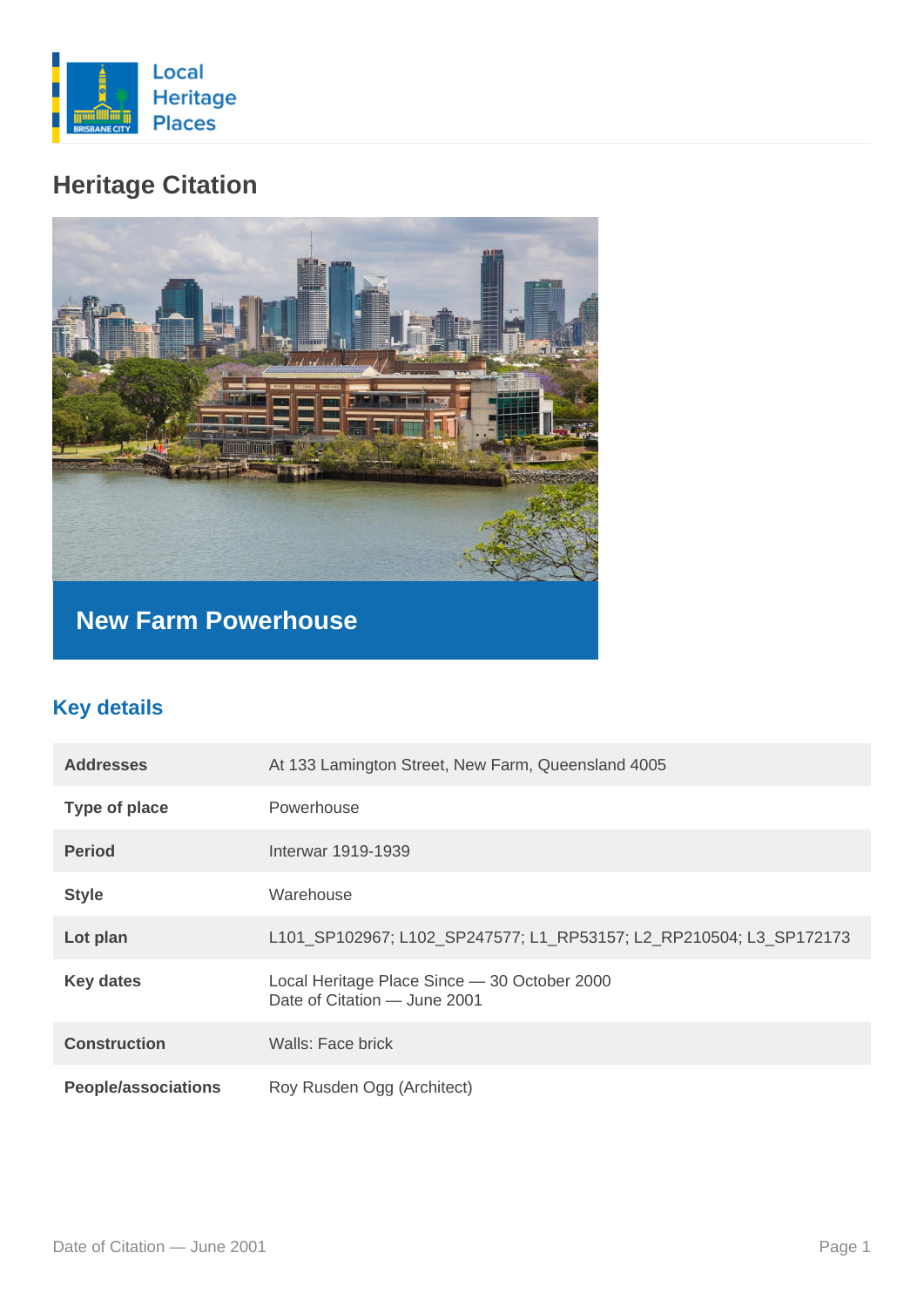Local Heritage Places

# Heritage Citation

## New Farm Powerhouse

## Key details

| | |
|---|---|
| **Addresses** | At 133 Lamington Street, New Farm, Queensland 4005 |
| **Type of place** | Powerhouse |
| **Period** | Interwar 1919-1939 |
| **Style** | Warehouse |
| **Lot plan** | L101_SP102967; L102_SP247577; L1_RP53157; L2_RP210504; L3_SP172173 |
| **Key dates** | Local Heritage Place Since — 30 October 2000<br>Date of Citation — June 2001 |
| **Construction** | Walls: Face brick |
| **People/associations** | Roy Rusden Ogg (Architect) |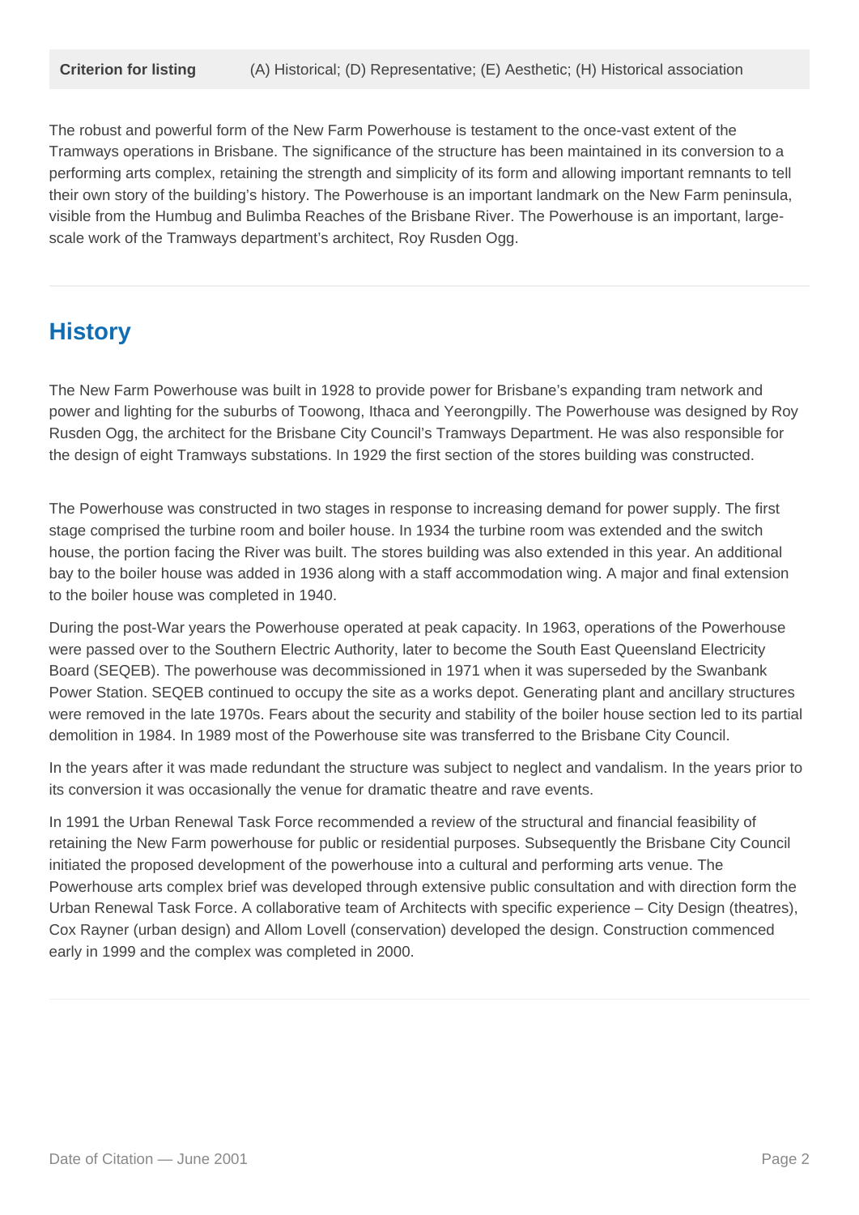| **Criterion for listing** | (A) Historical; (D) Representative; (E) Aesthetic; (H) Historical association |
| --- | --- |

The robust and powerful form of the New Farm Powerhouse is testament to the once-vast extent of the Tramways operations in Brisbane. The significance of the structure has been maintained in its conversion to a performing arts complex, retaining the strength and simplicity of its form and allowing important remnants to tell their own story of the building's history. The Powerhouse is an important landmark on the New Farm peninsula, visible from the Humbug and Bulimba Reaches of the Brisbane River. The Powerhouse is an important, large-scale work of the Tramways department's architect, Roy Rusden Ogg.

## History

The New Farm Powerhouse was built in 1928 to provide power for Brisbane's expanding tram network and power and lighting for the suburbs of Toowong, Ithaca and Yeerongpilly. The Powerhouse was designed by Roy Rusden Ogg, the architect for the Brisbane City Council's Tramways Department. He was also responsible for the design of eight Tramways substations. In 1929 the first section of the stores building was constructed.

The Powerhouse was constructed in two stages in response to increasing demand for power supply. The first stage comprised the turbine room and boiler house. In 1934 the turbine room was extended and the switch house, the portion facing the River was built. The stores building was also extended in this year. An additional bay to the boiler house was added in 1936 along with a staff accommodation wing. A major and final extension to the boiler house was completed in 1940.

During the post-War years the Powerhouse operated at peak capacity. In 1963, operations of the Powerhouse were passed over to the Southern Electric Authority, later to become the South East Queensland Electricity Board (SEQEB). The powerhouse was decommissioned in 1971 when it was superseded by the Swanbank Power Station. SEQEB continued to occupy the site as a works depot. Generating plant and ancillary structures were removed in the late 1970s. Fears about the security and stability of the boiler house section led to its partial demolition in 1984. In 1989 most of the Powerhouse site was transferred to the Brisbane City Council.

In the years after it was made redundant the structure was subject to neglect and vandalism. In the years prior to its conversion it was occasionally the venue for dramatic theatre and rave events.

In 1991 the Urban Renewal Task Force recommended a review of the structural and financial feasibility of retaining the New Farm powerhouse for public or residential purposes. Subsequently the Brisbane City Council initiated the proposed development of the powerhouse into a cultural and performing arts venue. The Powerhouse arts complex brief was developed through extensive public consultation and with direction form the Urban Renewal Task Force. A collaborative team of Architects with specific experience – City Design (theatres), Cox Rayner (urban design) and Allom Lovell (conservation) developed the design. Construction commenced early in 1999 and the complex was completed in 2000.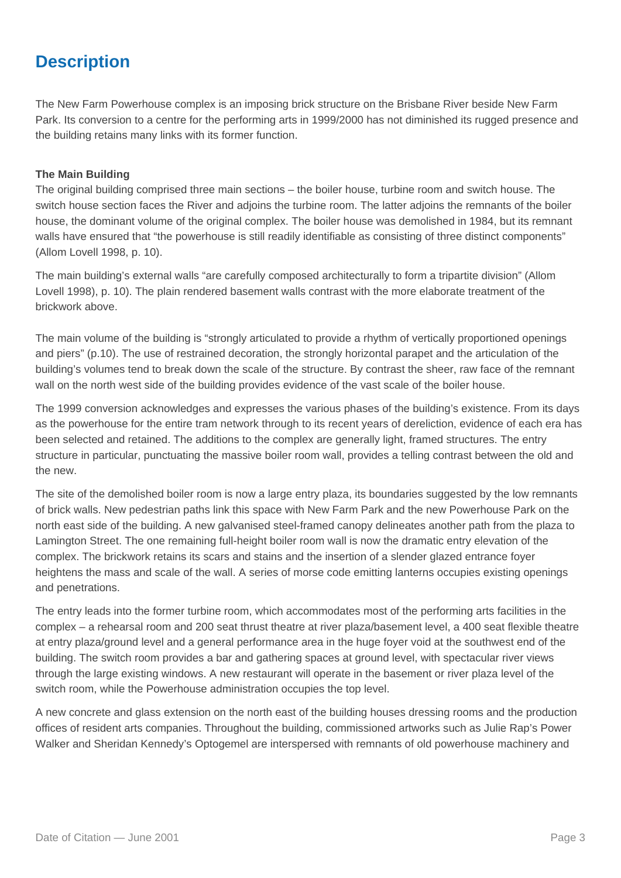## Description

The New Farm Powerhouse complex is an imposing brick structure on the Brisbane River beside New Farm Park. Its conversion to a centre for the performing arts in 1999/2000 has not diminished its rugged presence and the building retains many links with its former function.

**The Main Building**

The original building comprised three main sections – the boiler house, turbine room and switch house. The switch house section faces the River and adjoins the turbine room. The latter adjoins the remnants of the boiler house, the dominant volume of the original complex. The boiler house was demolished in 1984, but its remnant walls have ensured that "the powerhouse is still readily identifiable as consisting of three distinct components" (Allom Lovell 1998, p. 10).

The main building's external walls "are carefully composed architecturally to form a tripartite division" (Allom Lovell 1998), p. 10). The plain rendered basement walls contrast with the more elaborate treatment of the brickwork above.

The main volume of the building is "strongly articulated to provide a rhythm of vertically proportioned openings and piers" (p.10). The use of restrained decoration, the strongly horizontal parapet and the articulation of the building's volumes tend to break down the scale of the structure. By contrast the sheer, raw face of the remnant wall on the north west side of the building provides evidence of the vast scale of the boiler house.

The 1999 conversion acknowledges and expresses the various phases of the building's existence. From its days as the powerhouse for the entire tram network through to its recent years of dereliction, evidence of each era has been selected and retained. The additions to the complex are generally light, framed structures. The entry structure in particular, punctuating the massive boiler room wall, provides a telling contrast between the old and the new.

The site of the demolished boiler room is now a large entry plaza, its boundaries suggested by the low remnants of brick walls. New pedestrian paths link this space with New Farm Park and the new Powerhouse Park on the north east side of the building. A new galvanised steel-framed canopy delineates another path from the plaza to Lamington Street. The one remaining full-height boiler room wall is now the dramatic entry elevation of the complex. The brickwork retains its scars and stains and the insertion of a slender glazed entrance foyer heightens the mass and scale of the wall. A series of morse code emitting lanterns occupies existing openings and penetrations.

The entry leads into the former turbine room, which accommodates most of the performing arts facilities in the complex – a rehearsal room and 200 seat thrust theatre at river plaza/basement level, a 400 seat flexible theatre at entry plaza/ground level and a general performance area in the huge foyer void at the southwest end of the building. The switch room provides a bar and gathering spaces at ground level, with spectacular river views through the large existing windows. A new restaurant will operate in the basement or river plaza level of the switch room, while the Powerhouse administration occupies the top level.

A new concrete and glass extension on the north east of the building houses dressing rooms and the production offices of resident arts companies. Throughout the building, commissioned artworks such as Julie Rap's Power Walker and Sheridan Kennedy's Optogemel are interspersed with remnants of old powerhouse machinery and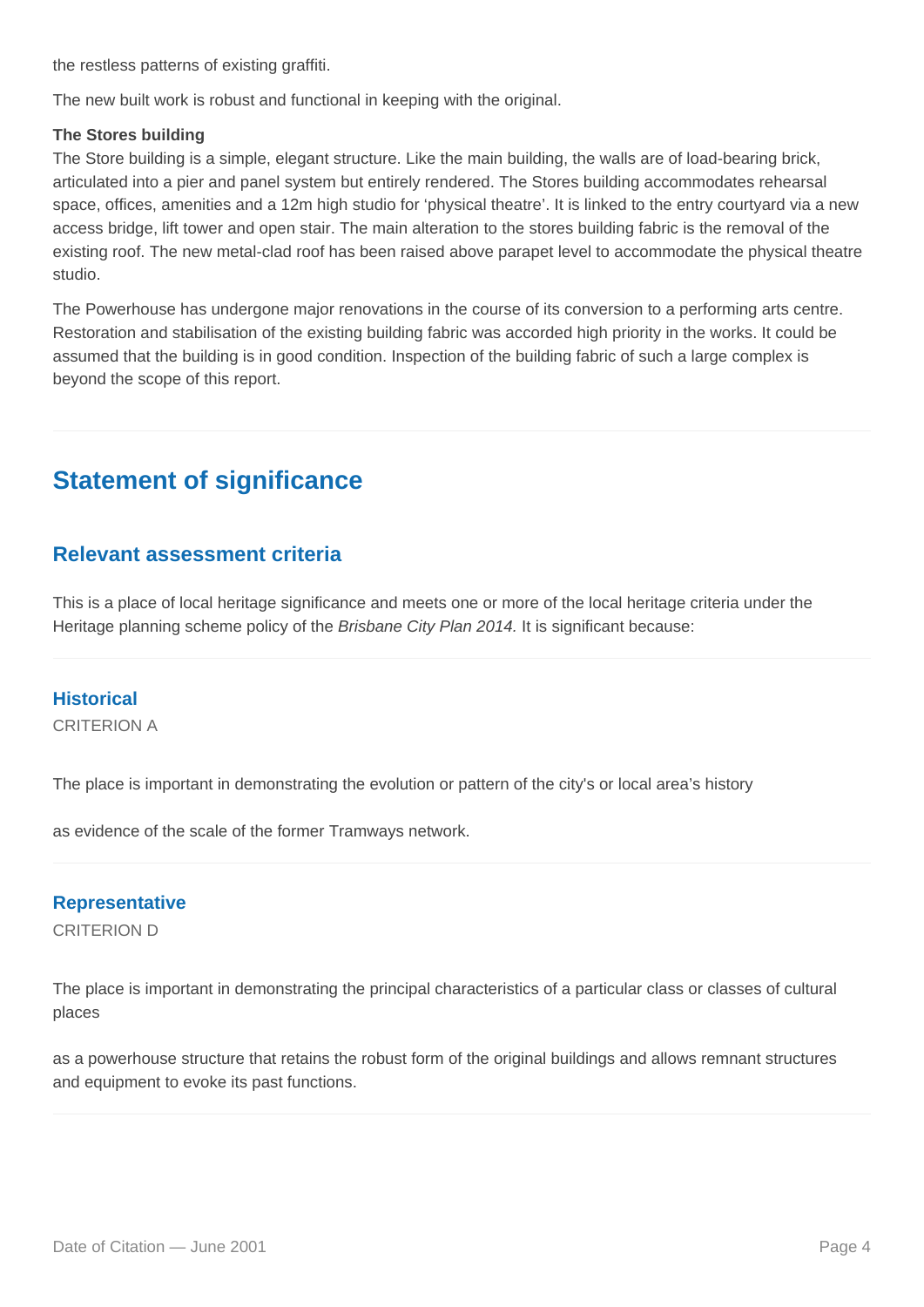the restless patterns of existing graffiti.

The new built work is robust and functional in keeping with the original.

**The Stores building**

The Store building is a simple, elegant structure. Like the main building, the walls are of load-bearing brick, articulated into a pier and panel system but entirely rendered. The Stores building accommodates rehearsal space, offices, amenities and a 12m high studio for 'physical theatre'. It is linked to the entry courtyard via a new access bridge, lift tower and open stair. The main alteration to the stores building fabric is the removal of the existing roof. The new metal-clad roof has been raised above parapet level to accommodate the physical theatre studio.

The Powerhouse has undergone major renovations in the course of its conversion to a performing arts centre. Restoration and stabilisation of the existing building fabric was accorded high priority in the works. It could be assumed that the building is in good condition. Inspection of the building fabric of such a large complex is beyond the scope of this report.

## Statement of significance

### Relevant assessment criteria

This is a place of local heritage significance and meets one or more of the local heritage criteria under the Heritage planning scheme policy of the *Brisbane City Plan 2014.* It is significant because:

#### Historical

CRITERION A

The place is important in demonstrating the evolution or pattern of the city's or local area's history

as evidence of the scale of the former Tramways network.

#### Representative

CRITERION D

The place is important in demonstrating the principal characteristics of a particular class or classes of cultural places

as a powerhouse structure that retains the robust form of the original buildings and allows remnant structures and equipment to evoke its past functions.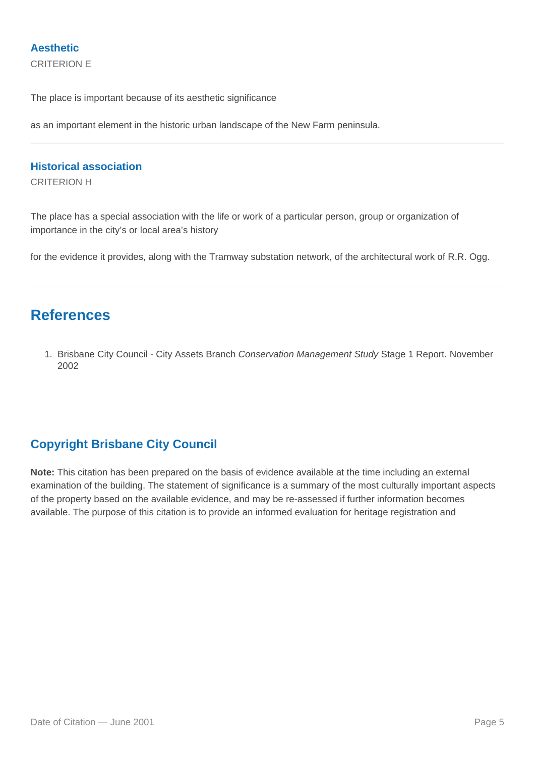### Aesthetic

CRITERION E

The place is important because of its aesthetic significance

as an important element in the historic urban landscape of the New Farm peninsula.

### Historical association

CRITERION H

The place has a special association with the life or work of a particular person, group or organization of importance in the city's or local area's history

for the evidence it provides, along with the Tramway substation network, of the architectural work of R.R. Ogg.

## References

1. Brisbane City Council - City Assets Branch *Conservation Management Study* Stage 1 Report. November 2002

### Copyright Brisbane City Council

**Note:** This citation has been prepared on the basis of evidence available at the time including an external examination of the building. The statement of significance is a summary of the most culturally important aspects of the property based on the available evidence, and may be re-assessed if further information becomes available. The purpose of this citation is to provide an informed evaluation for heritage registration and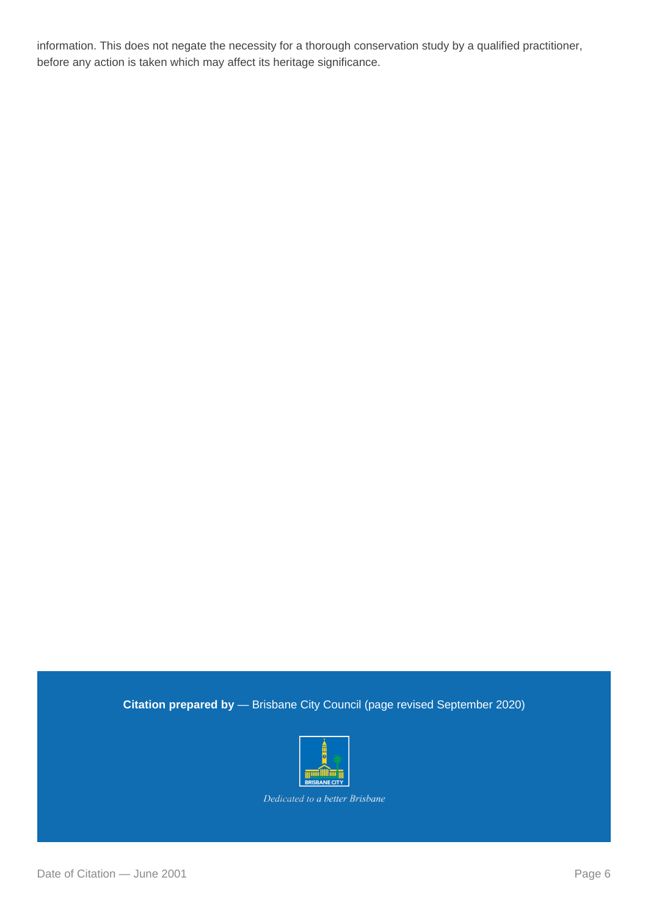information. This does not negate the necessity for a thorough conservation study by a qualified practitioner, before any action is taken which may affect its heritage significance.

**Citation prepared by** — Brisbane City Council (page revised September 2020)

BRISBANE CITY

*Dedicated to a better Brisbane*

Date of Citation — June 2001